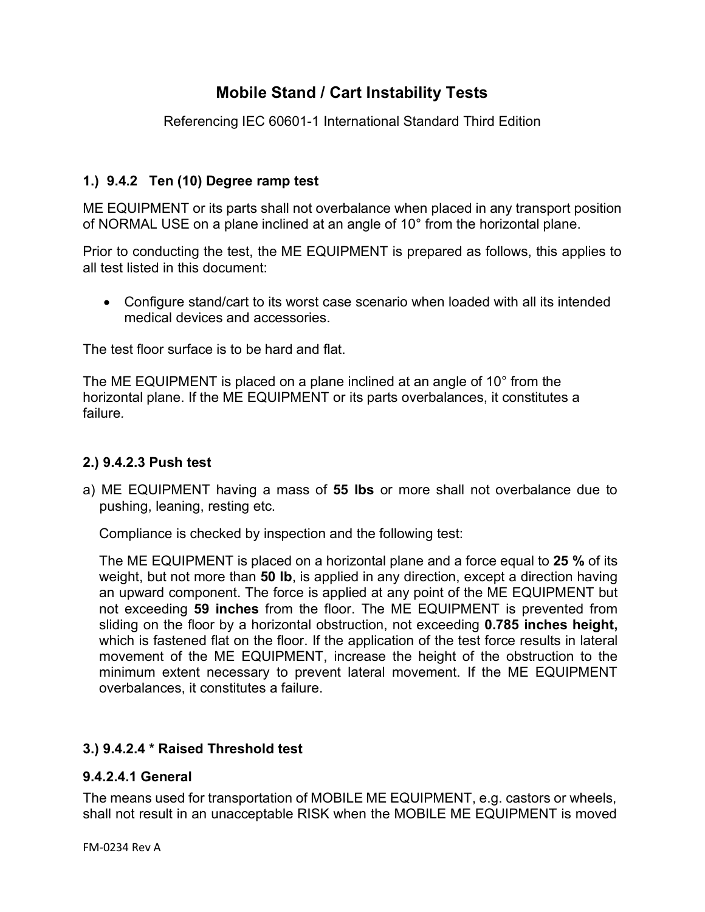# Mobile Stand / Cart Instability Tests

Referencing IEC 60601-1 International Standard Third Edition

### 1.) 9.4.2 Ten (10) Degree ramp test

ME EQUIPMENT or its parts shall not overbalance when placed in any transport position of NORMAL USE on a plane inclined at an angle of 10° from the horizontal plane.

Prior to conducting the test, the ME EQUIPMENT is prepared as follows, this applies to all test listed in this document:

- Configure stand/cart to its worst case scenario when loaded with all its intended medical devices and accessories.

The test floor surface is to be hard and flat.

The ME EQUIPMENT is placed on a plane inclined at an angle of 10° from the horizontal plane. If the ME EQUIPMENT or its parts overbalances, it constitutes a failure.

### 2.) 9.4.2.3 Push test

a) ME EQUIPMENT having a mass of **55 lbs** or more shall not overbalance due to pushing, leaning, resting etc.

   Compliance is checked by inspection and the following test:

   The ME EQUIPMENT is placed on a horizontal plane and a force equal to **25 %** of its weight, but not more than **50 lb**, is applied in any direction, except a direction having an upward component. The force is applied at any point of the ME EQUIPMENT but not exceeding **59 inches** from the floor. The ME EQUIPMENT is prevented from sliding on the floor by a horizontal obstruction, not exceeding **0.785 inches height,** which is fastened flat on the floor. If the application of the test force results in lateral movement of the ME EQUIPMENT, increase the height of the obstruction to the minimum extent necessary to prevent lateral movement. If the ME EQUIPMENT overbalances, it constitutes a failure.

### 3.) 9.4.2.4 * Raised Threshold test

#### 9.4.2.4.1 General

The means used for transportation of MOBILE ME EQUIPMENT, e.g. castors or wheels, shall not result in an unacceptable RISK when the MOBILE ME EQUIPMENT is moved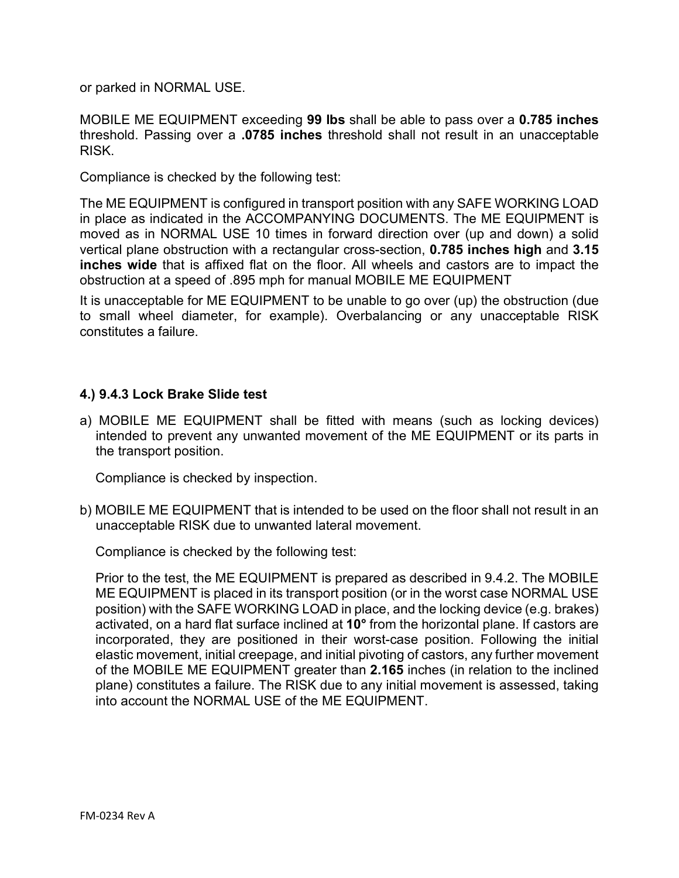or parked in NORMAL USE.

MOBILE ME EQUIPMENT exceeding **99 lbs** shall be able to pass over a **0.785 inches** threshold. Passing over a **.0785 inches** threshold shall not result in an unacceptable RISK.

Compliance is checked by the following test:

The ME EQUIPMENT is configured in transport position with any SAFE WORKING LOAD in place as indicated in the ACCOMPANYING DOCUMENTS. The ME EQUIPMENT is moved as in NORMAL USE 10 times in forward direction over (up and down) a solid vertical plane obstruction with a rectangular cross-section, **0.785 inches high** and **3.15 inches wide** that is affixed flat on the floor. All wheels and castors are to impact the obstruction at a speed of .895 mph for manual MOBILE ME EQUIPMENT

It is unacceptable for ME EQUIPMENT to be unable to go over (up) the obstruction (due to small wheel diameter, for example). Overbalancing or any unacceptable RISK constitutes a failure.

#### 4.) 9.4.3 Lock Brake Slide test

a) MOBILE ME EQUIPMENT shall be fitted with means (such as locking devices) intended to prevent any unwanted movement of the ME EQUIPMENT or its parts in the transport position.

   Compliance is checked by inspection.

b) MOBILE ME EQUIPMENT that is intended to be used on the floor shall not result in an unacceptable RISK due to unwanted lateral movement.

   Compliance is checked by the following test:

   Prior to the test, the ME EQUIPMENT is prepared as described in 9.4.2. The MOBILE ME EQUIPMENT is placed in its transport position (or in the worst case NORMAL USE position) with the SAFE WORKING LOAD in place, and the locking device (e.g. brakes) activated, on a hard flat surface inclined at **10°** from the horizontal plane. If castors are incorporated, they are positioned in their worst-case position. Following the initial elastic movement, initial creepage, and initial pivoting of castors, any further movement of the MOBILE ME EQUIPMENT greater than **2.165** inches (in relation to the inclined plane) constitutes a failure. The RISK due to any initial movement is assessed, taking into account the NORMAL USE of the ME EQUIPMENT.

FM-0234 Rev A